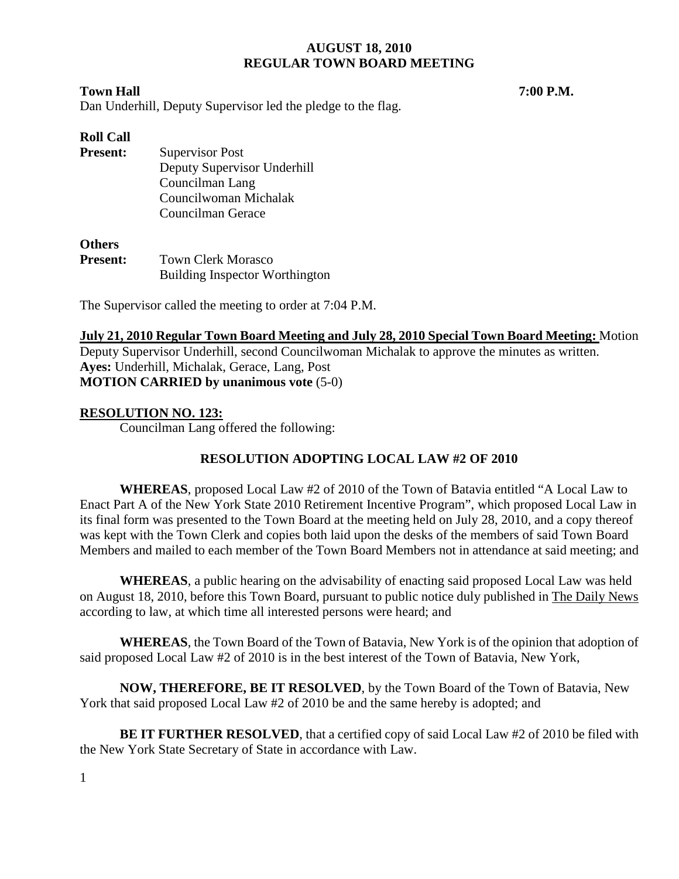**AUGUST 18, 2010**
**REGULAR TOWN BOARD MEETING**

**Town Hall** **7:00 P.M.**

Dan Underhill, Deputy Supervisor led the pledge to the flag.

**Roll Call**

**Present:** Supervisor Post
Deputy Supervisor Underhill
Councilman Lang
Councilwoman Michalak
Councilman Gerace

**Others**

**Present:** Town Clerk Morasco
Building Inspector Worthington

The Supervisor called the meeting to order at 7:04 P.M.

**July 21, 2010 Regular Town Board Meeting and July 28, 2010 Special Town Board Meeting:** Motion Deputy Supervisor Underhill, second Councilwoman Michalak to approve the minutes as written.
**Ayes:** Underhill, Michalak, Gerace, Lang, Post
**MOTION CARRIED by unanimous vote** (5-0)

**RESOLUTION NO. 123:**

Councilman Lang offered the following:

**RESOLUTION ADOPTING LOCAL LAW #2 OF 2010**

**WHEREAS**, proposed Local Law #2 of 2010 of the Town of Batavia entitled "A Local Law to Enact Part A of the New York State 2010 Retirement Incentive Program", which proposed Local Law in its final form was presented to the Town Board at the meeting held on July 28, 2010, and a copy thereof was kept with the Town Clerk and copies both laid upon the desks of the members of said Town Board Members and mailed to each member of the Town Board Members not in attendance at said meeting; and

**WHEREAS**, a public hearing on the advisability of enacting said proposed Local Law was held on August 18, 2010, before this Town Board, pursuant to public notice duly published in The Daily News according to law, at which time all interested persons were heard; and

**WHEREAS**, the Town Board of the Town of Batavia, New York is of the opinion that adoption of said proposed Local Law #2 of 2010 is in the best interest of the Town of Batavia, New York,

**NOW, THEREFORE, BE IT RESOLVED**, by the Town Board of the Town of Batavia, New York that said proposed Local Law #2 of 2010 be and the same hereby is adopted; and

**BE IT FURTHER RESOLVED**, that a certified copy of said Local Law #2 of 2010 be filed with the New York State Secretary of State in accordance with Law.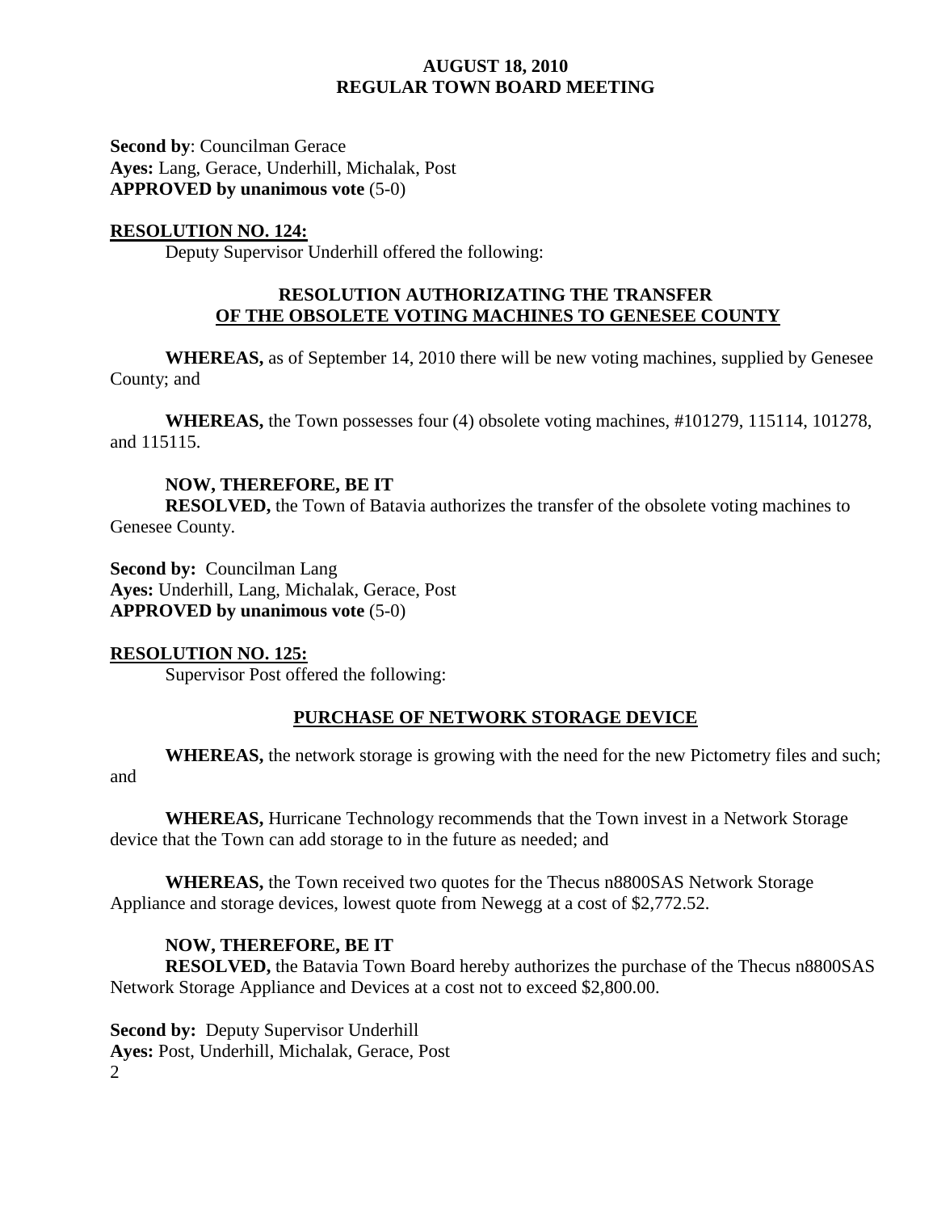**Second by**: Councilman Gerace
**Ayes:** Lang, Gerace, Underhill, Michalak, Post
**APPROVED by unanimous vote** (5-0)

**RESOLUTION NO. 124:**

Deputy Supervisor Underhill offered the following:

**RESOLUTION AUTHORIZATING THE TRANSFER OF THE OBSOLETE VOTING MACHINES TO GENESEE COUNTY**

**WHEREAS,** as of September 14, 2010 there will be new voting machines, supplied by Genesee County; and

**WHEREAS,** the Town possesses four (4) obsolete voting machines, #101279, 115114, 101278, and 115115.

**NOW, THEREFORE, BE IT**

**RESOLVED,** the Town of Batavia authorizes the transfer of the obsolete voting machines to Genesee County.

**Second by:** Councilman Lang
**Ayes:** Underhill, Lang, Michalak, Gerace, Post
**APPROVED by unanimous vote** (5-0)

**RESOLUTION NO. 125:**

Supervisor Post offered the following:

**PURCHASE OF NETWORK STORAGE DEVICE**

**WHEREAS,** the network storage is growing with the need for the new Pictometry files and such; and

**WHEREAS,** Hurricane Technology recommends that the Town invest in a Network Storage device that the Town can add storage to in the future as needed; and

**WHEREAS,** the Town received two quotes for the Thecus n8800SAS Network Storage Appliance and storage devices, lowest quote from Newegg at a cost of $2,772.52.

**NOW, THEREFORE, BE IT**

**RESOLVED,** the Batavia Town Board hereby authorizes the purchase of the Thecus n8800SAS Network Storage Appliance and Devices at a cost not to exceed $2,800.00.

**Second by:** Deputy Supervisor Underhill
**Ayes:** Post, Underhill, Michalak, Gerace, Post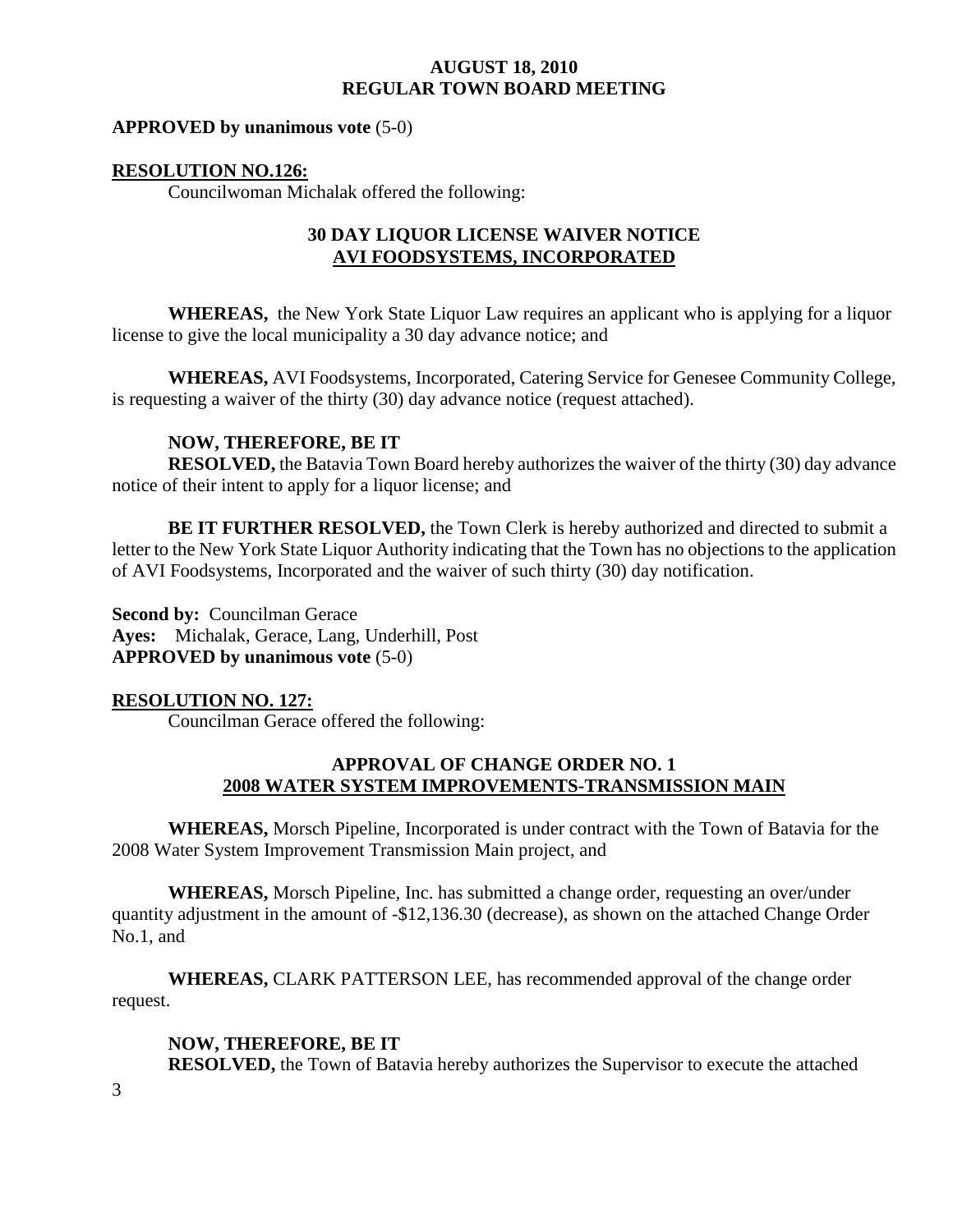**APPROVED by unanimous vote** (5-0)

**RESOLUTION NO.126:**

Councilwoman Michalak offered the following:

**30 DAY LIQUOR LICENSE WAIVER NOTICE**
**AVI FOODSYSTEMS, INCORPORATED**

**WHEREAS,** the New York State Liquor Law requires an applicant who is applying for a liquor license to give the local municipality a 30 day advance notice; and

**WHEREAS,** AVI Foodsystems, Incorporated, Catering Service for Genesee Community College, is requesting a waiver of the thirty (30) day advance notice (request attached).

**NOW, THEREFORE, BE IT**
**RESOLVED,** the Batavia Town Board hereby authorizes the waiver of the thirty (30) day advance notice of their intent to apply for a liquor license; and

**BE IT FURTHER RESOLVED,** the Town Clerk is hereby authorized and directed to submit a letter to the New York State Liquor Authority indicating that the Town has no objections to the application of AVI Foodsystems, Incorporated and the waiver of such thirty (30) day notification.

**Second by:** Councilman Gerace
**Ayes:** Michalak, Gerace, Lang, Underhill, Post
**APPROVED by unanimous vote** (5-0)

**RESOLUTION NO. 127:**

Councilman Gerace offered the following:

**APPROVAL OF CHANGE ORDER NO. 1**
**2008 WATER SYSTEM IMPROVEMENTS-TRANSMISSION MAIN**

**WHEREAS,** Morsch Pipeline, Incorporated is under contract with the Town of Batavia for the 2008 Water System Improvement Transmission Main project, and

**WHEREAS,** Morsch Pipeline, Inc. has submitted a change order, requesting an over/under quantity adjustment in the amount of -$12,136.30 (decrease), as shown on the attached Change Order No.1, and

**WHEREAS,** CLARK PATTERSON LEE, has recommended approval of the change order request.

**NOW, THEREFORE, BE IT**
**RESOLVED,** the Town of Batavia hereby authorizes the Supervisor to execute the attached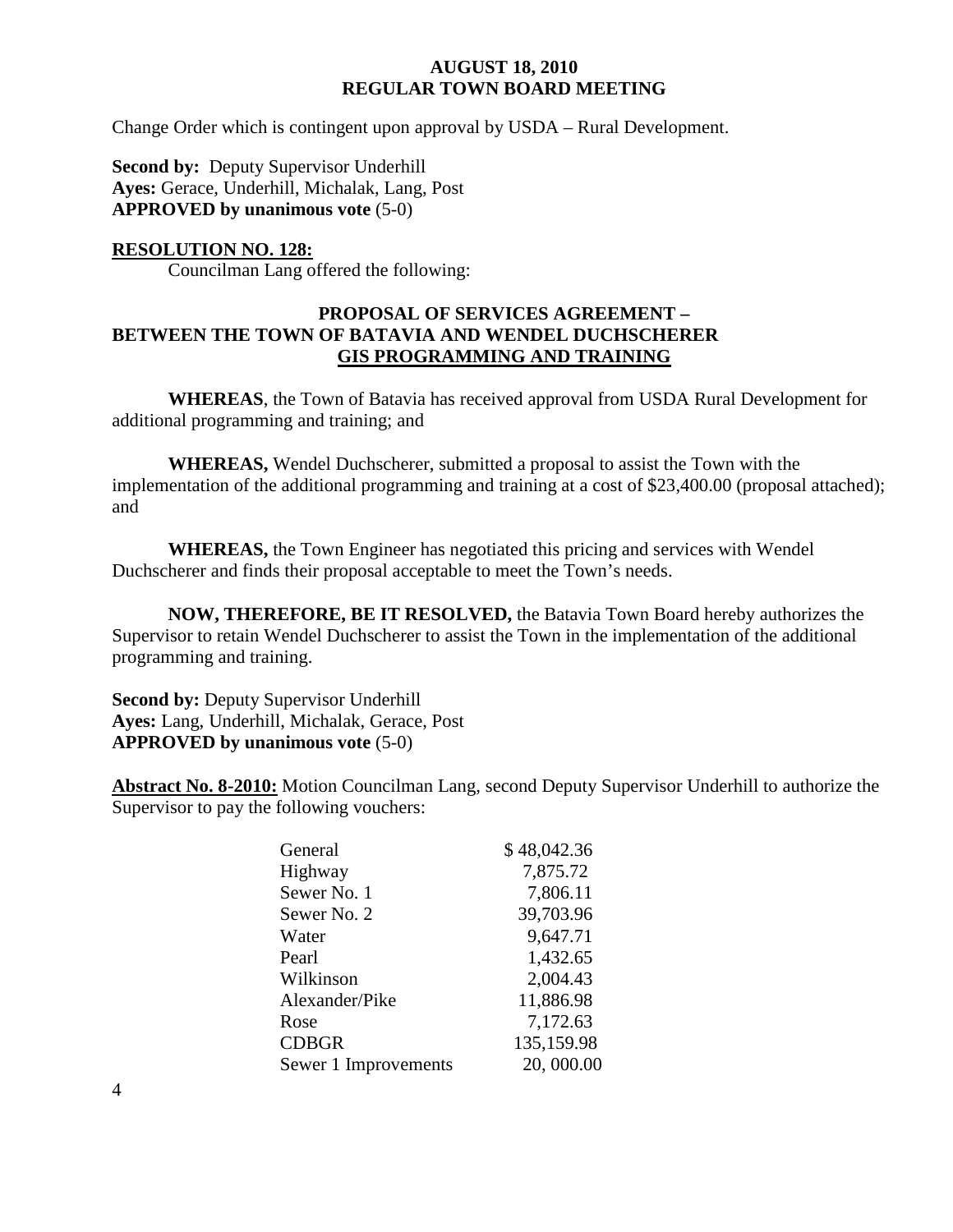Change Order which is contingent upon approval by USDA – Rural Development.

**Second by:** Deputy Supervisor Underhill
**Ayes:** Gerace, Underhill, Michalak, Lang, Post
**APPROVED by unanimous vote** (5-0)

**RESOLUTION NO. 128:**
Councilman Lang offered the following:

**PROPOSAL OF SERVICES AGREEMENT – BETWEEN THE TOWN OF BATAVIA AND WENDEL DUCHSCHERER GIS PROGRAMMING AND TRAINING**

**WHEREAS**, the Town of Batavia has received approval from USDA Rural Development for additional programming and training; and

**WHEREAS,** Wendel Duchscherer, submitted a proposal to assist the Town with the implementation of the additional programming and training at a cost of $23,400.00 (proposal attached); and

**WHEREAS,** the Town Engineer has negotiated this pricing and services with Wendel Duchscherer and finds their proposal acceptable to meet the Town's needs.

**NOW, THEREFORE, BE IT RESOLVED,** the Batavia Town Board hereby authorizes the Supervisor to retain Wendel Duchscherer to assist the Town in the implementation of the additional programming and training.

**Second by:** Deputy Supervisor Underhill
**Ayes:** Lang, Underhill, Michalak, Gerace, Post
**APPROVED by unanimous vote** (5-0)

**Abstract No. 8-2010:** Motion Councilman Lang, second Deputy Supervisor Underhill to authorize the Supervisor to pay the following vouchers:

| | |
|---|---|
| General | $ 48,042.36 |
| Highway | 7,875.72 |
| Sewer No. 1 | 7,806.11 |
| Sewer No. 2 | 39,703.96 |
| Water | 9,647.71 |
| Pearl | 1,432.65 |
| Wilkinson | 2,004.43 |
| Alexander/Pike | 11,886.98 |
| Rose | 7,172.63 |
| CDBGR | 135,159.98 |
| Sewer 1 Improvements | 20, 000.00 |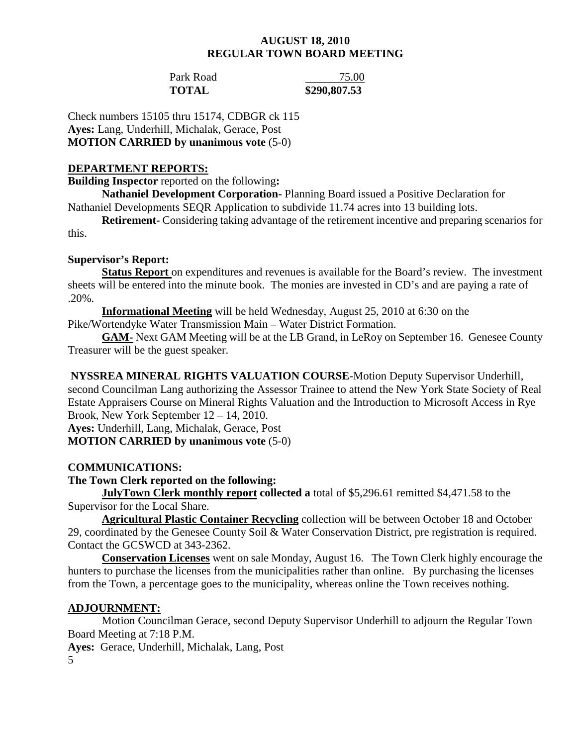| Park Road | 75.00 |
|---|---|
| **TOTAL** | **$290,807.53** |

Check numbers 15105 thru 15174, CDBGR ck 115
**Ayes:** Lang, Underhill, Michalak, Gerace, Post
**MOTION CARRIED by unanimous vote** (5-0)

## DEPARTMENT REPORTS:

**Building Inspector** reported on the following**:**

**Nathaniel Development Corporation-** Planning Board issued a Positive Declaration for Nathaniel Developments SEQR Application to subdivide 11.74 acres into 13 building lots.

**Retirement-** Considering taking advantage of the retirement incentive and preparing scenarios for this.

**Supervisor's Report:**

**Status Report** on expenditures and revenues is available for the Board's review. The investment sheets will be entered into the minute book. The monies are invested in CD's and are paying a rate of .20%.

**Informational Meeting** will be held Wednesday, August 25, 2010 at 6:30 on the Pike/Wortendyke Water Transmission Main – Water District Formation.

**GAM-** Next GAM Meeting will be at the LB Grand, in LeRoy on September 16. Genesee County Treasurer will be the guest speaker.

**NYSSREA MINERAL RIGHTS VALUATION COURSE**-Motion Deputy Supervisor Underhill, second Councilman Lang authorizing the Assessor Trainee to attend the New York State Society of Real Estate Appraisers Course on Mineral Rights Valuation and the Introduction to Microsoft Access in Rye Brook, New York September 12 – 14, 2010.
**Ayes:** Underhill, Lang, Michalak, Gerace, Post
**MOTION CARRIED by unanimous vote** (5-0)

**COMMUNICATIONS:**

**The Town Clerk reported on the following:**

**JulyTown Clerk monthly report collected a** total of $5,296.61 remitted $4,471.58 to the Supervisor for the Local Share.

**Agricultural Plastic Container Recycling** collection will be between October 18 and October 29, coordinated by the Genesee County Soil & Water Conservation District, pre registration is required. Contact the GCSWCD at 343-2362.

**Conservation Licenses** went on sale Monday, August 16. The Town Clerk highly encourage the hunters to purchase the licenses from the municipalities rather than online. By purchasing the licenses from the Town, a percentage goes to the municipality, whereas online the Town receives nothing.

## ADJOURNMENT:

Motion Councilman Gerace, second Deputy Supervisor Underhill to adjourn the Regular Town Board Meeting at 7:18 P.M.
**Ayes:** Gerace, Underhill, Michalak, Lang, Post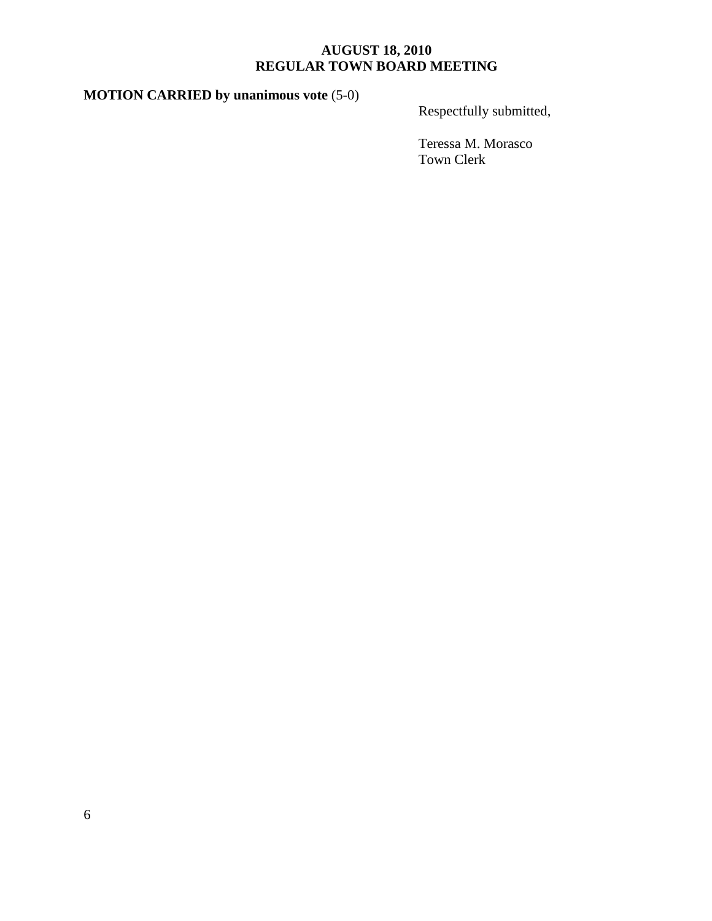**MOTION CARRIED by unanimous vote** (5-0)

Respectfully submitted,

Teressa M. Morasco
Town Clerk